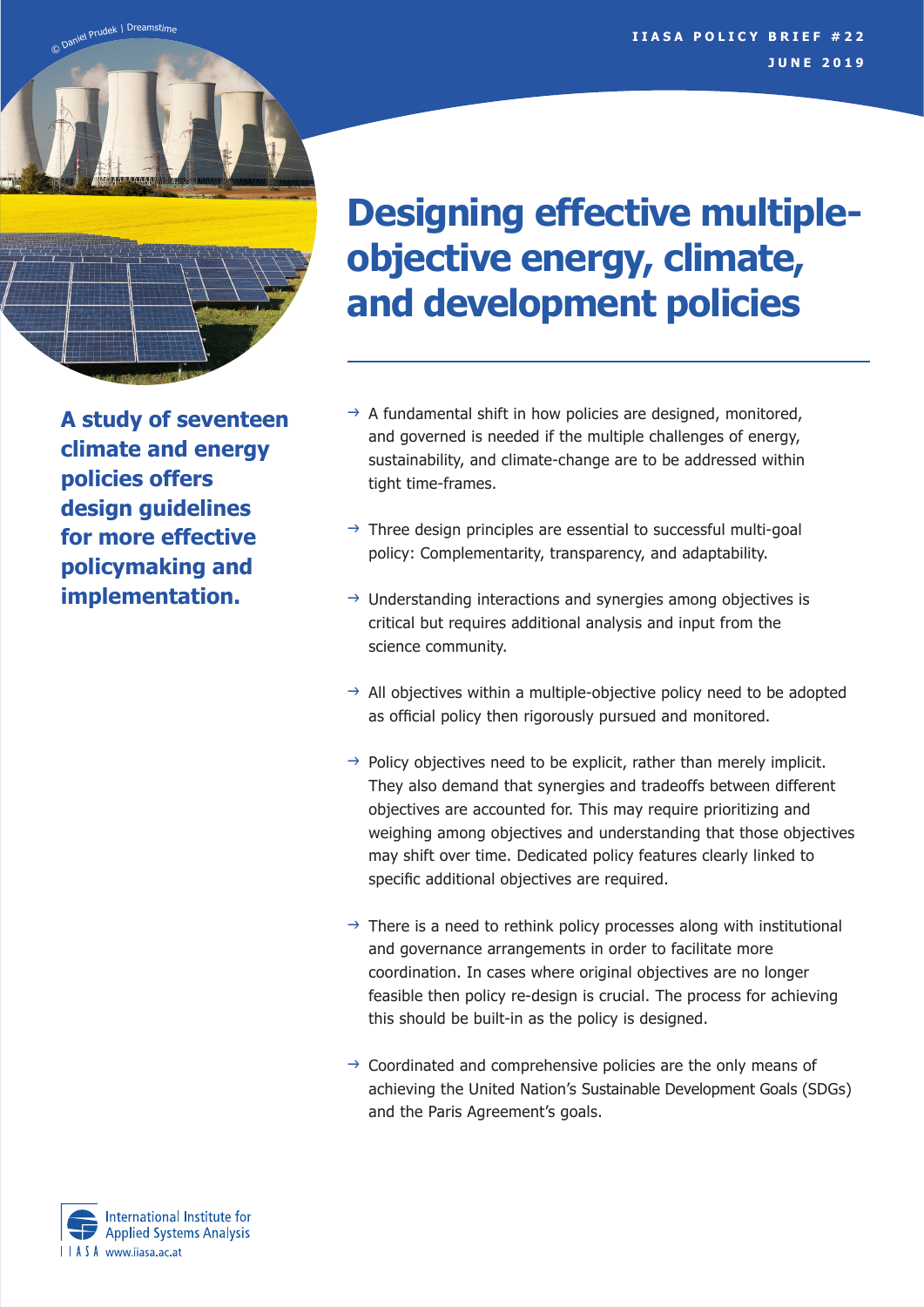IIASA POLICY BRIEF #22
JUNE 2019

# Designing effective multiple-objective energy, climate, and development policies

**A study of seventeen climate and energy policies offers design guidelines for more effective policymaking and implementation.**

- A fundamental shift in how policies are designed, monitored, and governed is needed if the multiple challenges of energy, sustainability, and climate-change are to be addressed within tight time-frames.
- Three design principles are essential to successful multi-goal policy: Complementarity, transparency, and adaptability.
- Understanding interactions and synergies among objectives is critical but requires additional analysis and input from the science community.
- All objectives within a multiple-objective policy need to be adopted as official policy then rigorously pursued and monitored.
- Policy objectives need to be explicit, rather than merely implicit. They also demand that synergies and tradeoffs between different objectives are accounted for. This may require prioritizing and weighing among objectives and understanding that those objectives may shift over time. Dedicated policy features clearly linked to specific additional objectives are required.
- There is a need to rethink policy processes along with institutional and governance arrangements in order to facilitate more coordination. In cases where original objectives are no longer feasible then policy re-design is crucial. The process for achieving this should be built-in as the policy is designed.
- Coordinated and comprehensive policies are the only means of achieving the United Nation's Sustainable Development Goals (SDGs) and the Paris Agreement's goals.

International Institute for Applied Systems Analysis
IIASA www.iiasa.ac.at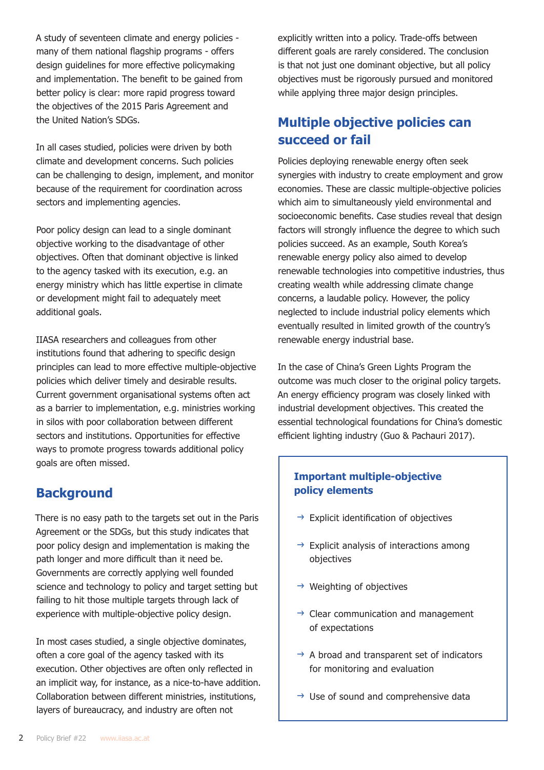A study of seventeen climate and energy policies - many of them national flagship programs - offers design guidelines for more effective policymaking and implementation. The benefit to be gained from better policy is clear: more rapid progress toward the objectives of the 2015 Paris Agreement and the United Nation's SDGs.

In all cases studied, policies were driven by both climate and development concerns. Such policies can be challenging to design, implement, and monitor because of the requirement for coordination across sectors and implementing agencies.

Poor policy design can lead to a single dominant objective working to the disadvantage of other objectives. Often that dominant objective is linked to the agency tasked with its execution, e.g. an energy ministry which has little expertise in climate or development might fail to adequately meet additional goals.

IIASA researchers and colleagues from other institutions found that adhering to specific design principles can lead to more effective multiple-objective policies which deliver timely and desirable results. Current government organisational systems often act as a barrier to implementation, e.g. ministries working in silos with poor collaboration between different sectors and institutions. Opportunities for effective ways to promote progress towards additional policy goals are often missed.

## Background

There is no easy path to the targets set out in the Paris Agreement or the SDGs, but this study indicates that poor policy design and implementation is making the path longer and more difficult than it need be. Governments are correctly applying well founded science and technology to policy and target setting but failing to hit those multiple targets through lack of experience with multiple-objective policy design.

In most cases studied, a single objective dominates, often a core goal of the agency tasked with its execution. Other objectives are often only reflected in an implicit way, for instance, as a nice-to-have addition. Collaboration between different ministries, institutions, layers of bureaucracy, and industry are often not explicitly written into a policy. Trade-offs between different goals are rarely considered. The conclusion is that not just one dominant objective, but all policy objectives must be rigorously pursued and monitored while applying three major design principles.

## Multiple objective policies can succeed or fail

Policies deploying renewable energy often seek synergies with industry to create employment and grow economies. These are classic multiple-objective policies which aim to simultaneously yield environmental and socioeconomic benefits. Case studies reveal that design factors will strongly influence the degree to which such policies succeed. As an example, South Korea's renewable energy policy also aimed to develop renewable technologies into competitive industries, thus creating wealth while addressing climate change concerns, a laudable policy. However, the policy neglected to include industrial policy elements which eventually resulted in limited growth of the country's renewable energy industrial base.

In the case of China's Green Lights Program the outcome was much closer to the original policy targets. An energy efficiency program was closely linked with industrial development objectives. This created the essential technological foundations for China's domestic efficient lighting industry (Guo & Pachauri 2017).

### Important multiple-objective policy elements

- → Explicit identification of objectives
- → Explicit analysis of interactions among objectives
- → Weighting of objectives
- → Clear communication and management of expectations
- → A broad and transparent set of indicators for monitoring and evaluation
- → Use of sound and comprehensive data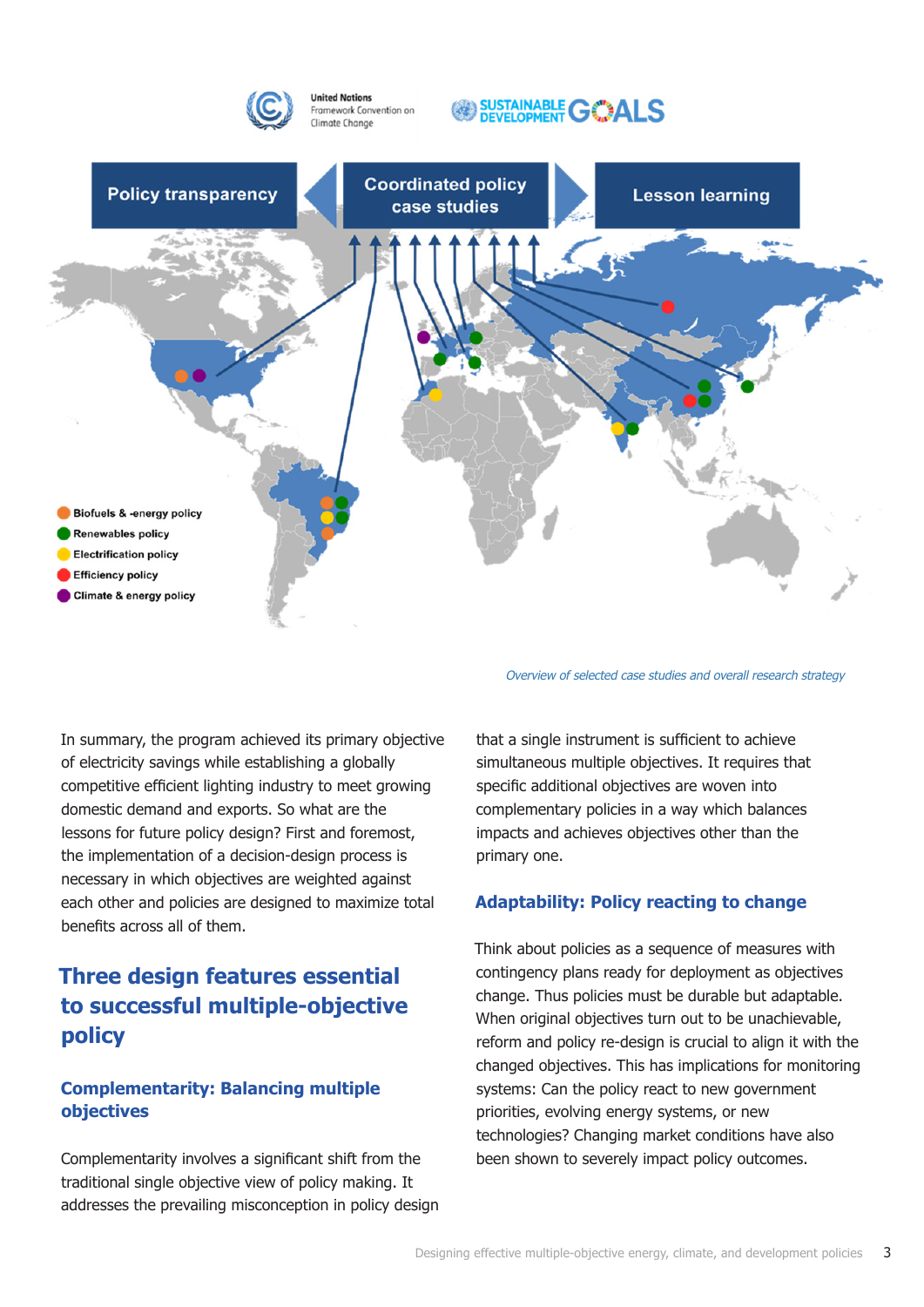Policy transparency

Coordinated policy case studies

Lesson learning

- Biofuels & -energy policy
- Renewables policy
- Electrification policy
- Efficiency policy
- Climate & energy policy

*Overview of selected case studies and overall research strategy*

In summary, the program achieved its primary objective of electricity savings while establishing a globally competitive efficient lighting industry to meet growing domestic demand and exports. So what are the lessons for future policy design? First and foremost, the implementation of a decision-design process is necessary in which objectives are weighted against each other and policies are designed to maximize total benefits across all of them.

## Three design features essential to successful multiple-objective policy

### Complementarity: Balancing multiple objectives

Complementarity involves a significant shift from the traditional single objective view of policy making. It addresses the prevailing misconception in policy design that a single instrument is sufficient to achieve simultaneous multiple objectives. It requires that specific additional objectives are woven into complementary policies in a way which balances impacts and achieves objectives other than the primary one.

### Adaptability: Policy reacting to change

Think about policies as a sequence of measures with contingency plans ready for deployment as objectives change. Thus policies must be durable but adaptable. When original objectives turn out to be unachievable, reform and policy re-design is crucial to align it with the changed objectives. This has implications for monitoring systems: Can the policy react to new government priorities, evolving energy systems, or new technologies? Changing market conditions have also been shown to severely impact policy outcomes.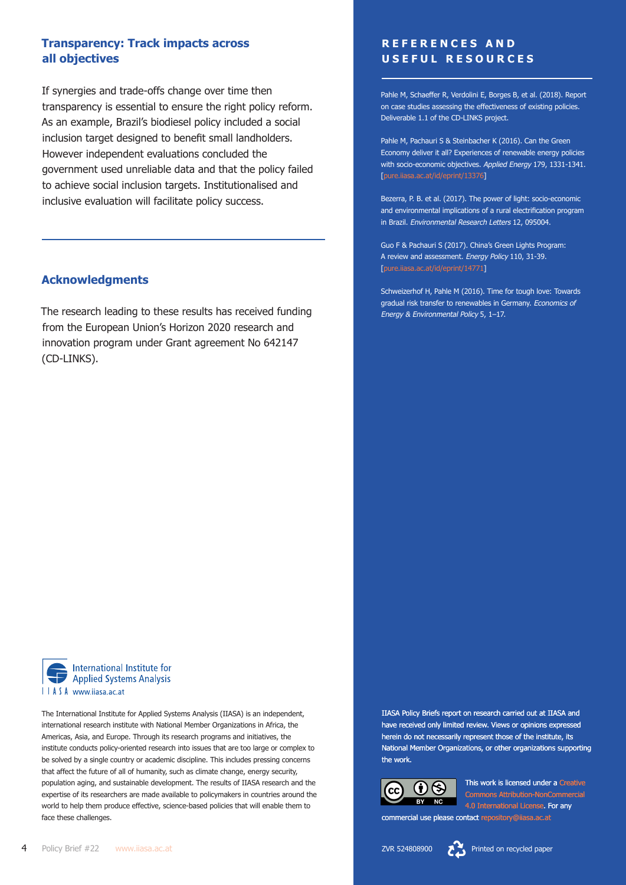## Transparency: Track impacts across all objectives

If synergies and trade-offs change over time then transparency is essential to ensure the right policy reform. As an example, Brazil's biodiesel policy included a social inclusion target designed to benefit small landholders. However independent evaluations concluded the government used unreliable data and that the policy failed to achieve social inclusion targets. Institutionalised and inclusive evaluation will facilitate policy success.

## Acknowledgments

The research leading to these results has received funding from the European Union's Horizon 2020 research and innovation program under Grant agreement No 642147 (CD-LINKS).

International Institute for Applied Systems Analysis
IIASA www.iiasa.ac.at

The International Institute for Applied Systems Analysis (IIASA) is an independent, international research institute with National Member Organizations in Africa, the Americas, Asia, and Europe. Through its research programs and initiatives, the institute conducts policy-oriented research into issues that are too large or complex to be solved by a single country or academic discipline. This includes pressing concerns that affect the future of all of humanity, such as climate change, energy security, population aging, and sustainable development. The results of IIASA research and the expertise of its researchers are made available to policymakers in countries around the world to help them produce effective, science-based policies that will enable them to face these challenges.

## REFERENCES AND USEFUL RESOURCES

Pahle M, Schaeffer R, Verdolini E, Borges B, et al. (2018). Report on case studies assessing the effectiveness of existing policies. Deliverable 1.1 of the CD-LINKS project.

Pahle M, Pachauri S & Steinbacher K (2016). Can the Green Economy deliver it all? Experiences of renewable energy policies with socio-economic objectives. *Applied Energy* 179, 1331-1341. [pure.iiasa.ac.at/id/eprint/13376]

Bezerra, P. B. et al. (2017). The power of light: socio-economic and environmental implications of a rural electrification program in Brazil. *Environmental Research Letters* 12, 095004.

Guo F & Pachauri S (2017). China's Green Lights Program: A review and assessment. *Energy Policy* 110, 31-39. [pure.iiasa.ac.at/id/eprint/14771]

Schweizerhof H, Pahle M (2016). Time for tough love: Towards gradual risk transfer to renewables in Germany. *Economics of Energy & Environmental Policy* 5, 1–17.

IIASA Policy Briefs report on research carried out at IIASA and have received only limited review. Views or opinions expressed herein do not necessarily represent those of the institute, its National Member Organizations, or other organizations supporting the work.

This work is licensed under a Creative Commons Attribution-NonCommercial 4.0 International License. For any commercial use please contact repository@iiasa.ac.at

ZVR 524808900 Printed on recycled paper